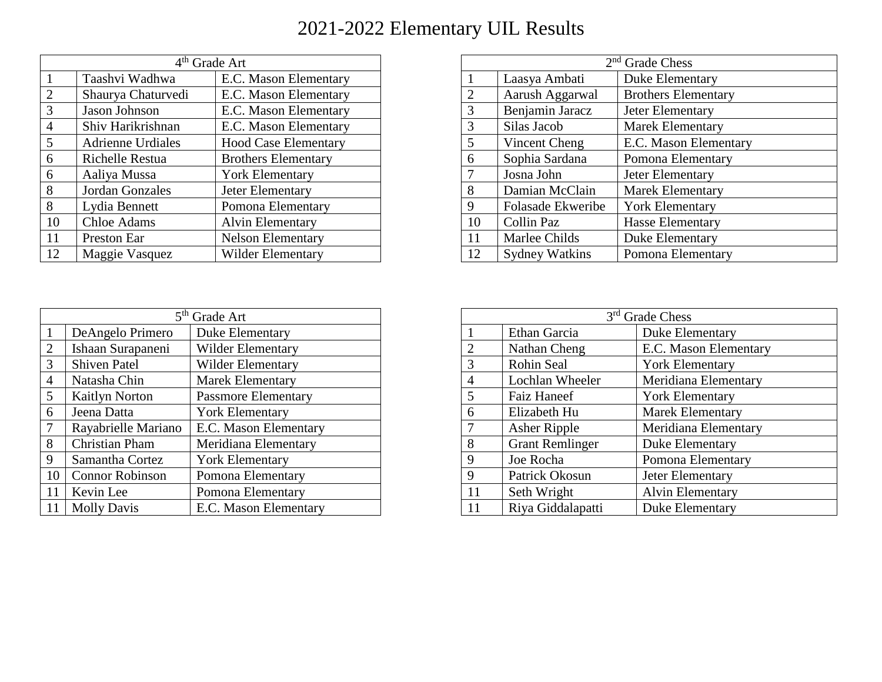# 2021-2022 Elementary UIL Results

| 4th Grade Art | | |
|---|---|---|
| 1 | Taashvi Wadhwa | E.C. Mason Elementary |
| 2 | Shaurya Chaturvedi | E.C. Mason Elementary |
| 3 | Jason Johnson | E.C. Mason Elementary |
| 4 | Shiv Harikrishnan | E.C. Mason Elementary |
| 5 | Adrienne Urdiales | Hood Case Elementary |
| 6 | Richelle Restua | Brothers Elementary |
| 6 | Aaliya Mussa | York Elementary |
| 8 | Jordan Gonzales | Jeter Elementary |
| 8 | Lydia Bennett | Pomona Elementary |
| 10 | Chloe Adams | Alvin Elementary |
| 11 | Preston Ear | Nelson Elementary |
| 12 | Maggie Vasquez | Wilder Elementary |

| 2nd Grade Chess | | |
|---|---|---|
| 1 | Laasya Ambati | Duke Elementary |
| 2 | Aarush Aggarwal | Brothers Elementary |
| 3 | Benjamin Jaracz | Jeter Elementary |
| 3 | Silas Jacob | Marek Elementary |
| 5 | Vincent Cheng | E.C. Mason Elementary |
| 6 | Sophia Sardana | Pomona Elementary |
| 7 | Josna John | Jeter Elementary |
| 8 | Damian McClain | Marek Elementary |
| 9 | Folasade Ekweribe | York Elementary |
| 10 | Collin Paz | Hasse Elementary |
| 11 | Marlee Childs | Duke Elementary |
| 12 | Sydney Watkins | Pomona Elementary |

| 5th Grade Art | | |
|---|---|---|
| 1 | DeAngelo Primero | Duke Elementary |
| 2 | Ishaan Surapaneni | Wilder Elementary |
| 3 | Shiven Patel | Wilder Elementary |
| 4 | Natasha Chin | Marek Elementary |
| 5 | Kaitlyn Norton | Passmore Elementary |
| 6 | Jeena Datta | York Elementary |
| 7 | Rayabrielle Mariano | E.C. Mason Elementary |
| 8 | Christian Pham | Meridiana Elementary |
| 9 | Samantha Cortez | York Elementary |
| 10 | Connor Robinson | Pomona Elementary |
| 11 | Kevin Lee | Pomona Elementary |
| 11 | Molly Davis | E.C. Mason Elementary |

| 3rd Grade Chess | | |
|---|---|---|
| 1 | Ethan Garcia | Duke Elementary |
| 2 | Nathan Cheng | E.C. Mason Elementary |
| 3 | Rohin Seal | York Elementary |
| 4 | Lochlan Wheeler | Meridiana Elementary |
| 5 | Faiz Haneef | York Elementary |
| 6 | Elizabeth Hu | Marek Elementary |
| 7 | Asher Ripple | Meridiana Elementary |
| 8 | Grant Remlinger | Duke Elementary |
| 9 | Joe Rocha | Pomona Elementary |
| 9 | Patrick Okosun | Jeter Elementary |
| 11 | Seth Wright | Alvin Elementary |
| 11 | Riya Giddalapatti | Duke Elementary |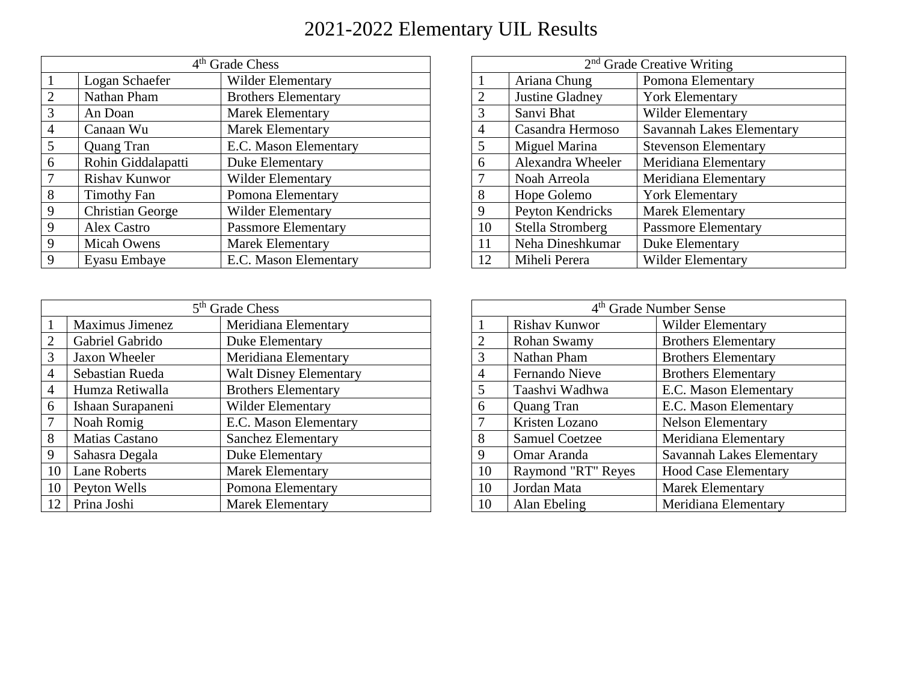# 2021-2022 Elementary UIL Results

| 4th Grade Chess | | |
|---|---|---|
| 1 | Logan Schaefer | Wilder Elementary |
| 2 | Nathan Pham | Brothers Elementary |
| 3 | An Doan | Marek Elementary |
| 4 | Canaan Wu | Marek Elementary |
| 5 | Quang Tran | E.C. Mason Elementary |
| 6 | Rohin Giddalapatti | Duke Elementary |
| 7 | Rishav Kunwor | Wilder Elementary |
| 8 | Timothy Fan | Pomona Elementary |
| 9 | Christian George | Wilder Elementary |
| 9 | Alex Castro | Passmore Elementary |
| 9 | Micah Owens | Marek Elementary |
| 9 | Eyasu Embaye | E.C. Mason Elementary |

| 2nd Grade Creative Writing | | |
|---|---|---|
| 1 | Ariana Chung | Pomona Elementary |
| 2 | Justine Gladney | York Elementary |
| 3 | Sanvi Bhat | Wilder Elementary |
| 4 | Casandra Hermoso | Savannah Lakes Elementary |
| 5 | Miguel Marina | Stevenson Elementary |
| 6 | Alexandra Wheeler | Meridiana Elementary |
| 7 | Noah Arreola | Meridiana Elementary |
| 8 | Hope Golemo | York Elementary |
| 9 | Peyton Kendricks | Marek Elementary |
| 10 | Stella Stromberg | Passmore Elementary |
| 11 | Neha Dineshkumar | Duke Elementary |
| 12 | Miheli Perera | Wilder Elementary |

| 5th Grade Chess | | |
|---|---|---|
| 1 | Maximus Jimenez | Meridiana Elementary |
| 2 | Gabriel Gabrido | Duke Elementary |
| 3 | Jaxon Wheeler | Meridiana Elementary |
| 4 | Sebastian Rueda | Walt Disney Elementary |
| 4 | Humza Retiwalla | Brothers Elementary |
| 6 | Ishaan Surapaneni | Wilder Elementary |
| 7 | Noah Romig | E.C. Mason Elementary |
| 8 | Matias Castano | Sanchez Elementary |
| 9 | Sahasra Degala | Duke Elementary |
| 10 | Lane Roberts | Marek Elementary |
| 10 | Peyton Wells | Pomona Elementary |
| 12 | Prina Joshi | Marek Elementary |

| 4th Grade Number Sense | | |
|---|---|---|
| 1 | Rishav Kunwor | Wilder Elementary |
| 2 | Rohan Swamy | Brothers Elementary |
| 3 | Nathan Pham | Brothers Elementary |
| 4 | Fernando Nieve | Brothers Elementary |
| 5 | Taashvi Wadhwa | E.C. Mason Elementary |
| 6 | Quang Tran | E.C. Mason Elementary |
| 7 | Kristen Lozano | Nelson Elementary |
| 8 | Samuel Coetzee | Meridiana Elementary |
| 9 | Omar Aranda | Savannah Lakes Elementary |
| 10 | Raymond "RT" Reyes | Hood Case Elementary |
| 10 | Jordan Mata | Marek Elementary |
| 10 | Alan Ebeling | Meridiana Elementary |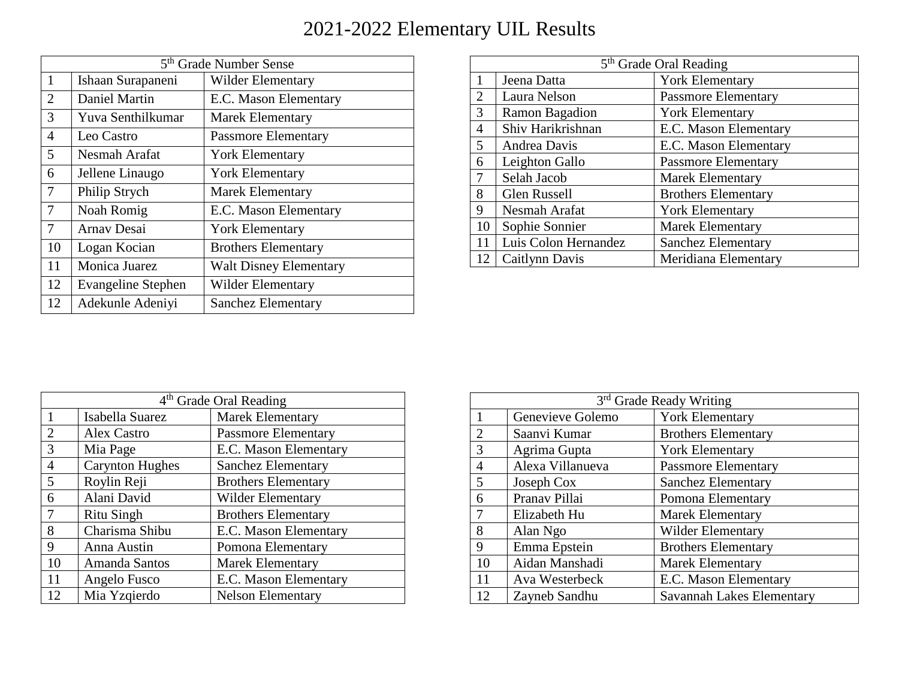# 2021-2022 Elementary UIL Results

| 5th Grade Number Sense | | |
|---|---|---|
| 1 | Ishaan Surapaneni | Wilder Elementary |
| 2 | Daniel Martin | E.C. Mason Elementary |
| 3 | Yuva Senthilkumar | Marek Elementary |
| 4 | Leo Castro | Passmore Elementary |
| 5 | Nesmah Arafat | York Elementary |
| 6 | Jellene Linaugo | York Elementary |
| 7 | Philip Strych | Marek Elementary |
| 7 | Noah Romig | E.C. Mason Elementary |
| 7 | Arnav Desai | York Elementary |
| 10 | Logan Kocian | Brothers Elementary |
| 11 | Monica Juarez | Walt Disney Elementary |
| 12 | Evangeline Stephen | Wilder Elementary |
| 12 | Adekunle Adeniyi | Sanchez Elementary |

| 5th Grade Oral Reading | | |
|---|---|---|
| 1 | Jeena Datta | York Elementary |
| 2 | Laura Nelson | Passmore Elementary |
| 3 | Ramon Bagadion | York Elementary |
| 4 | Shiv Harikrishnan | E.C. Mason Elementary |
| 5 | Andrea Davis | E.C. Mason Elementary |
| 6 | Leighton Gallo | Passmore Elementary |
| 7 | Selah Jacob | Marek Elementary |
| 8 | Glen Russell | Brothers Elementary |
| 9 | Nesmah Arafat | York Elementary |
| 10 | Sophie Sonnier | Marek Elementary |
| 11 | Luis Colon Hernandez | Sanchez Elementary |
| 12 | Caitlynn Davis | Meridiana Elementary |

| 4th Grade Oral Reading | | |
|---|---|---|
| 1 | Isabella Suarez | Marek Elementary |
| 2 | Alex Castro | Passmore Elementary |
| 3 | Mia Page | E.C. Mason Elementary |
| 4 | Carynton Hughes | Sanchez Elementary |
| 5 | Roylin Reji | Brothers Elementary |
| 6 | Alani David | Wilder Elementary |
| 7 | Ritu Singh | Brothers Elementary |
| 8 | Charisma Shibu | E.C. Mason Elementary |
| 9 | Anna Austin | Pomona Elementary |
| 10 | Amanda Santos | Marek Elementary |
| 11 | Angelo Fusco | E.C. Mason Elementary |
| 12 | Mia Yzqierdo | Nelson Elementary |

| 3rd Grade Ready Writing | | |
|---|---|---|
| 1 | Genevieve Golemo | York Elementary |
| 2 | Saanvi Kumar | Brothers Elementary |
| 3 | Agrima Gupta | York Elementary |
| 4 | Alexa Villanueva | Passmore Elementary |
| 5 | Joseph Cox | Sanchez Elementary |
| 6 | Pranav Pillai | Pomona Elementary |
| 7 | Elizabeth Hu | Marek Elementary |
| 8 | Alan Ngo | Wilder Elementary |
| 9 | Emma Epstein | Brothers Elementary |
| 10 | Aidan Manshadi | Marek Elementary |
| 11 | Ava Westerbeck | E.C. Mason Elementary |
| 12 | Zayneb Sandhu | Savannah Lakes Elementary |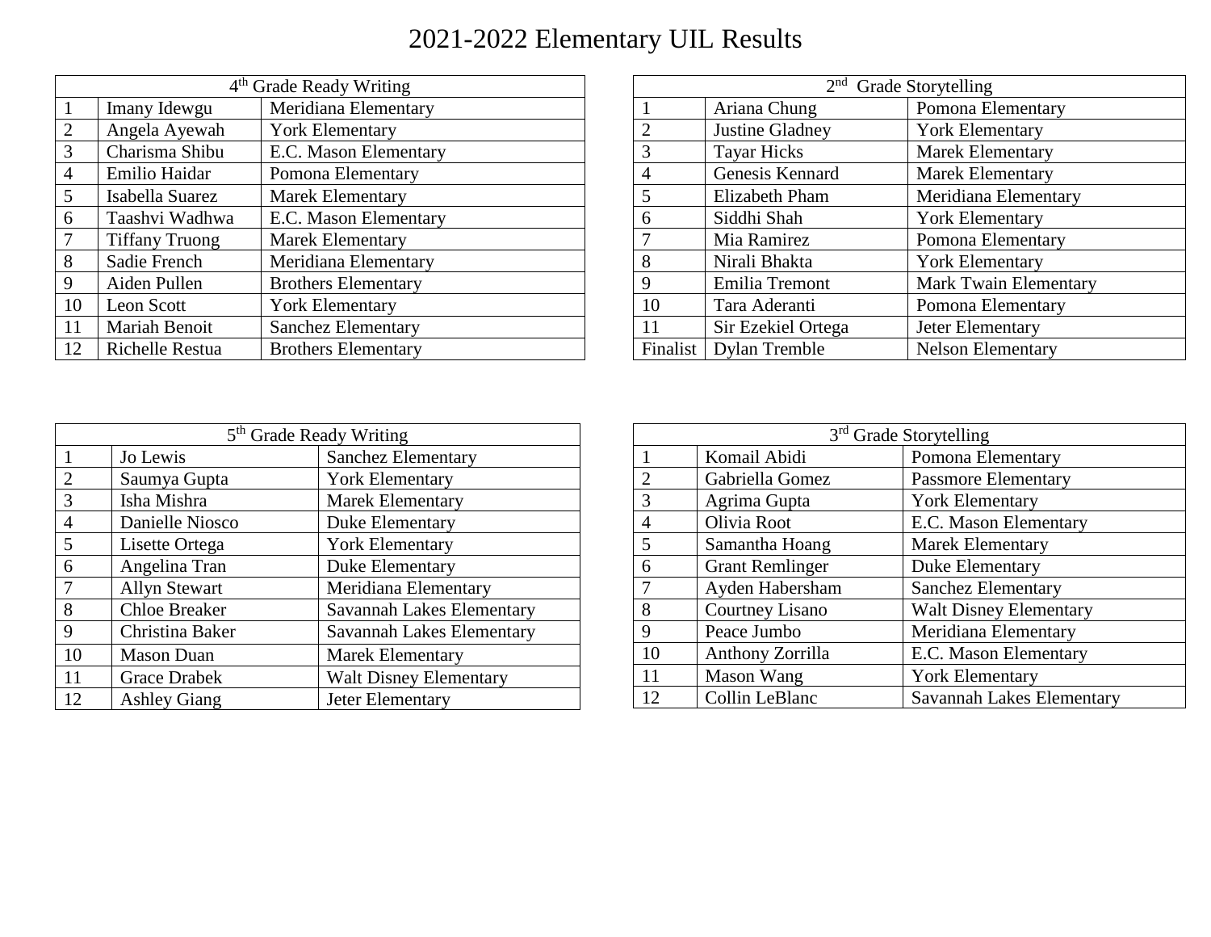# 2021-2022 Elementary UIL Results

| 4th Grade Ready Writing | | |
|---|---|---|
| 1 | Imany Idewgu | Meridiana Elementary |
| 2 | Angela Ayewah | York Elementary |
| 3 | Charisma Shibu | E.C. Mason Elementary |
| 4 | Emilio Haidar | Pomona Elementary |
| 5 | Isabella Suarez | Marek Elementary |
| 6 | Taashvi Wadhwa | E.C. Mason Elementary |
| 7 | Tiffany Truong | Marek Elementary |
| 8 | Sadie French | Meridiana Elementary |
| 9 | Aiden Pullen | Brothers Elementary |
| 10 | Leon Scott | York Elementary |
| 11 | Mariah Benoit | Sanchez Elementary |
| 12 | Richelle Restua | Brothers Elementary |

| 2nd Grade Storytelling | | |
|---|---|---|
| 1 | Ariana Chung | Pomona Elementary |
| 2 | Justine Gladney | York Elementary |
| 3 | Tayar Hicks | Marek Elementary |
| 4 | Genesis Kennard | Marek Elementary |
| 5 | Elizabeth Pham | Meridiana Elementary |
| 6 | Siddhi Shah | York Elementary |
| 7 | Mia Ramirez | Pomona Elementary |
| 8 | Nirali Bhakta | York Elementary |
| 9 | Emilia Tremont | Mark Twain Elementary |
| 10 | Tara Aderanti | Pomona Elementary |
| 11 | Sir Ezekiel Ortega | Jeter Elementary |
| Finalist | Dylan Tremble | Nelson Elementary |

| 5th Grade Ready Writing | | |
|---|---|---|
| 1 | Jo Lewis | Sanchez Elementary |
| 2 | Saumya Gupta | York Elementary |
| 3 | Isha Mishra | Marek Elementary |
| 4 | Danielle Niosco | Duke Elementary |
| 5 | Lisette Ortega | York Elementary |
| 6 | Angelina Tran | Duke Elementary |
| 7 | Allyn Stewart | Meridiana Elementary |
| 8 | Chloe Breaker | Savannah Lakes Elementary |
| 9 | Christina Baker | Savannah Lakes Elementary |
| 10 | Mason Duan | Marek Elementary |
| 11 | Grace Drabek | Walt Disney Elementary |
| 12 | Ashley Giang | Jeter Elementary |

| 3rd Grade Storytelling | | |
|---|---|---|
| 1 | Komail Abidi | Pomona Elementary |
| 2 | Gabriella Gomez | Passmore Elementary |
| 3 | Agrima Gupta | York Elementary |
| 4 | Olivia Root | E.C. Mason Elementary |
| 5 | Samantha Hoang | Marek Elementary |
| 6 | Grant Remlinger | Duke Elementary |
| 7 | Ayden Habersham | Sanchez Elementary |
| 8 | Courtney Lisano | Walt Disney Elementary |
| 9 | Peace Jumbo | Meridiana Elementary |
| 10 | Anthony Zorrilla | E.C. Mason Elementary |
| 11 | Mason Wang | York Elementary |
| 12 | Collin LeBlanc | Savannah Lakes Elementary |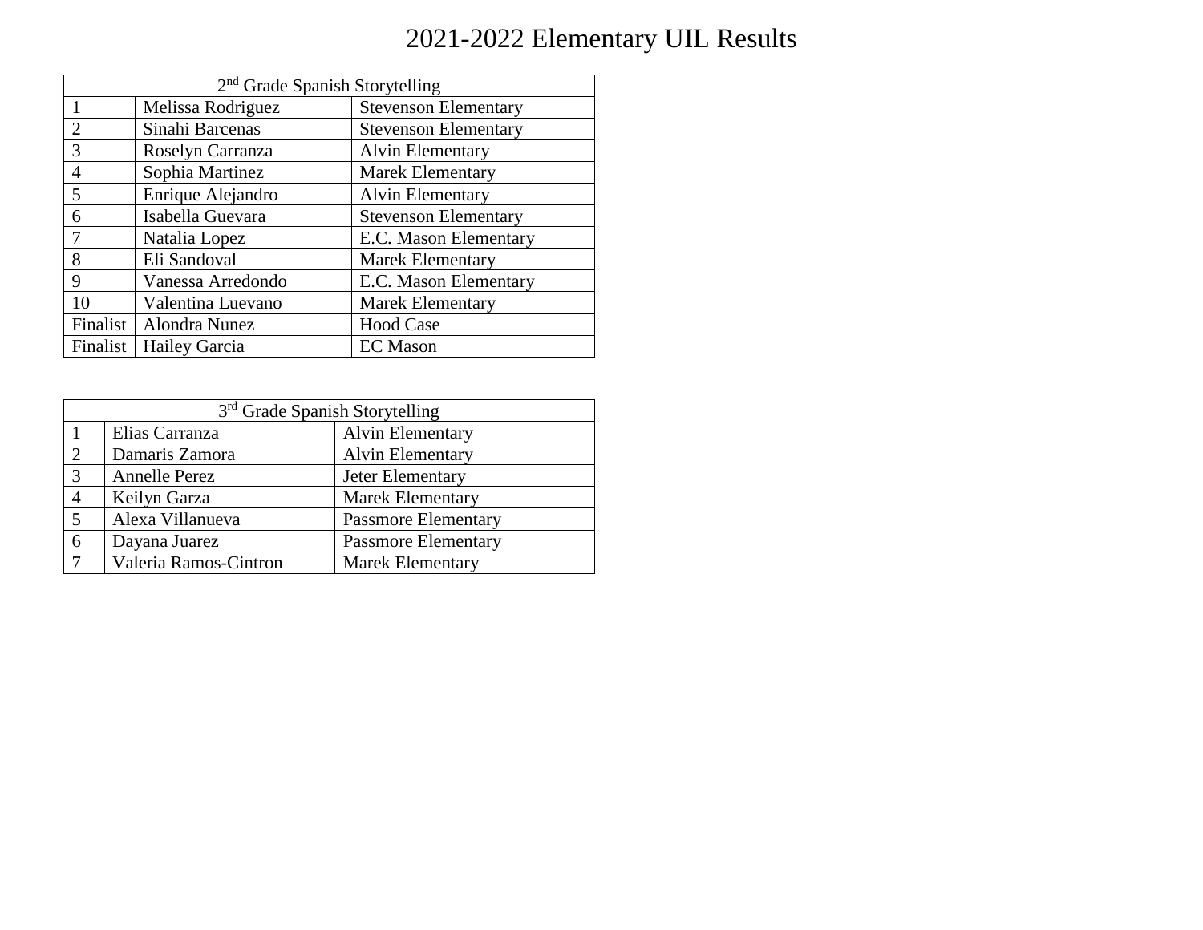# 2021-2022 Elementary UIL Results

| 2nd Grade Spanish Storytelling | | |
|---|---|---|
| 1 | Melissa Rodriguez | Stevenson Elementary |
| 2 | Sinahi Barcenas | Stevenson Elementary |
| 3 | Roselyn Carranza | Alvin Elementary |
| 4 | Sophia Martinez | Marek Elementary |
| 5 | Enrique Alejandro | Alvin Elementary |
| 6 | Isabella Guevara | Stevenson Elementary |
| 7 | Natalia Lopez | E.C. Mason Elementary |
| 8 | Eli Sandoval | Marek Elementary |
| 9 | Vanessa Arredondo | E.C. Mason Elementary |
| 10 | Valentina Luevano | Marek Elementary |
| Finalist | Alondra Nunez | Hood Case |
| Finalist | Hailey Garcia | EC Mason |

| 3rd Grade Spanish Storytelling | | |
|---|---|---|
| 1 | Elias Carranza | Alvin Elementary |
| 2 | Damaris Zamora | Alvin Elementary |
| 3 | Annelle Perez | Jeter Elementary |
| 4 | Keilyn Garza | Marek Elementary |
| 5 | Alexa Villanueva | Passmore Elementary |
| 6 | Dayana Juarez | Passmore Elementary |
| 7 | Valeria Ramos-Cintron | Marek Elementary |